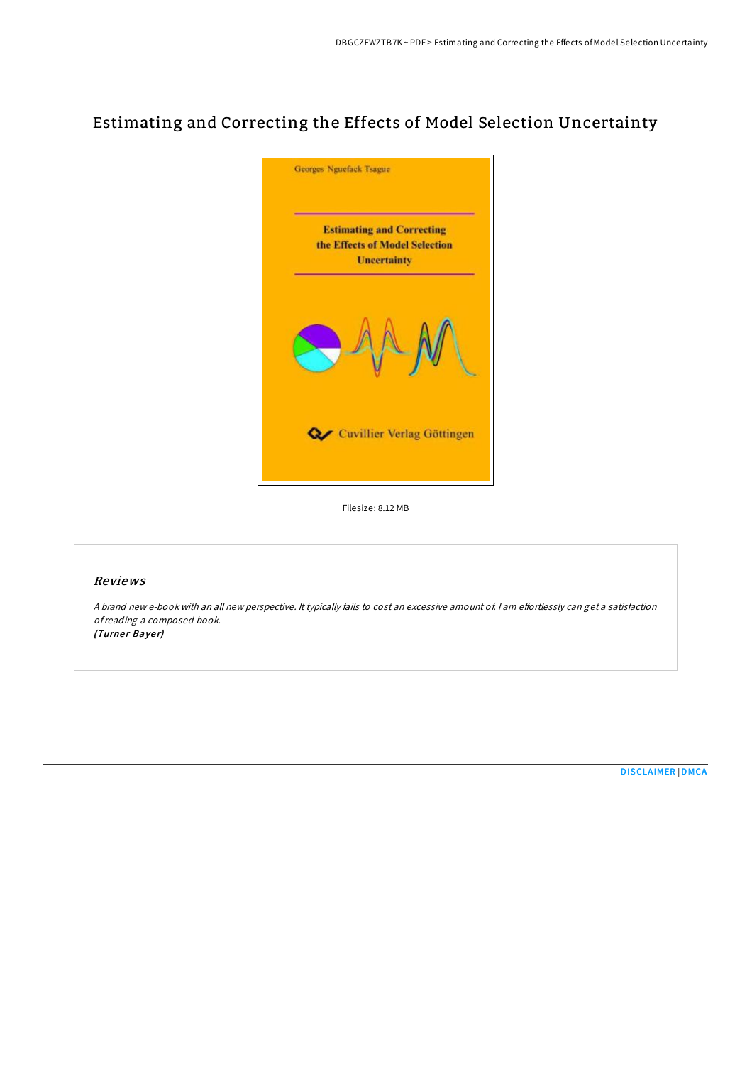# Estimating and Correcting the Effects of Model Selection Uncertainty

Filesize: 8.12 MB

## Reviews

*A brand new e-book with an all new perspective. It typically fails to cost an excessive amount of. I am effortlessly can get a satisfaction of reading a composed book.*
*(Turner Bayer)*

DISCLAIMER | DMCA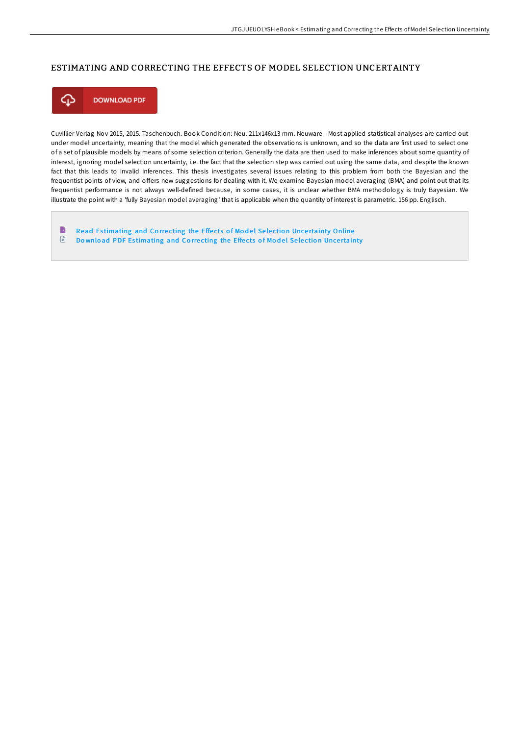# ESTIMATING AND CORRECTING THE EFFECTS OF MODEL SELECTION UNCERTAINTY

DOWNLOAD PDF

Cuvillier Verlag Nov 2015, 2015. Taschenbuch. Book Condition: Neu. 211x146x13 mm. Neuware - Most applied statistical analyses are carried out under model uncertainty, meaning that the model which generated the observations is unknown, and so the data are first used to select one of a set of plausible models by means of some selection criterion. Generally the data are then used to make inferences about some quantity of interest, ignoring model selection uncertainty, i.e. the fact that the selection step was carried out using the same data, and despite the known fact that this leads to invalid inferences. This thesis investigates several issues relating to this problem from both the Bayesian and the frequentist points of view, and offers new suggestions for dealing with it. We examine Bayesian model averaging (BMA) and point out that its frequentist performance is not always well-defined because, in some cases, it is unclear whether BMA methodology is truly Bayesian. We illustrate the point with a 'fully Bayesian model averaging' that is applicable when the quantity of interest is parametric. 156 pp. Englisch.

- Read Estimating and Correcting the Effects of Model Selection Uncertainty Online
- Download PDF Estimating and Correcting the Effects of Model Selection Uncertainty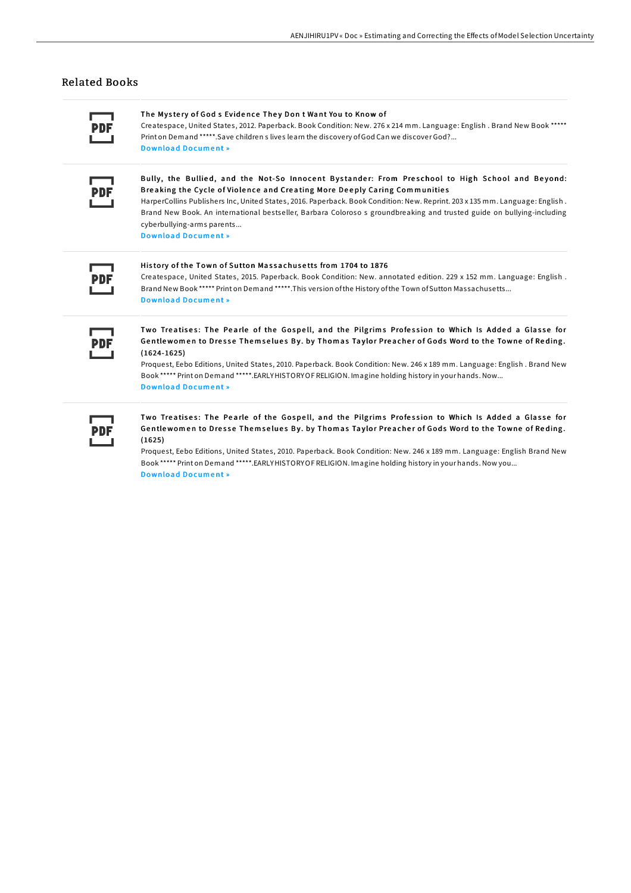## Related Books

**The Mystery of God s Evidence They Don t Want You to Know of**

Createspace, United States, 2012. Paperback. Book Condition: New. 276 x 214 mm. Language: English . Brand New Book ***** Print on Demand *****.Save children s lives learn the discovery of God Can we discover God?...

Download Document »

**Bully, the Bullied, and the Not-So Innocent Bystander: From Preschool to High School and Beyond: Breaking the Cycle of Violence and Creating More Deeply Caring Communities**

HarperCollins Publishers Inc, United States, 2016. Paperback. Book Condition: New. Reprint. 203 x 135 mm. Language: English . Brand New Book. An international bestseller, Barbara Coloroso s groundbreaking and trusted guide on bullying-including cyberbullying-arms parents...

Download Document »

**History of the Town of Sutton Massachusetts from 1704 to 1876**

Createspace, United States, 2015. Paperback. Book Condition: New. annotated edition. 229 x 152 mm. Language: English . Brand New Book ***** Print on Demand *****.This version of the History of the Town of Sutton Massachusetts...

Download Document »

**Two Treatises: The Pearle of the Gospell, and the Pilgrims Profession to Which Is Added a Glasse for Gentlewomen to Dresse Themselues By. by Thomas Taylor Preacher of Gods Word to the Towne of Reding. (1624-1625)**

Proquest, Eebo Editions, United States, 2010. Paperback. Book Condition: New. 246 x 189 mm. Language: English . Brand New Book ***** Print on Demand *****.EARLY HISTORY OF RELIGION. Imagine holding history in your hands. Now...

Download Document »

**Two Treatises: The Pearle of the Gospell, and the Pilgrims Profession to Which Is Added a Glasse for Gentlewomen to Dresse Themselues By. by Thomas Taylor Preacher of Gods Word to the Towne of Reding. (1625)**

Proquest, Eebo Editions, United States, 2010. Paperback. Book Condition: New. 246 x 189 mm. Language: English Brand New Book ***** Print on Demand *****.EARLY HISTORY OF RELIGION. Imagine holding history in your hands. Now you...

Download Document »